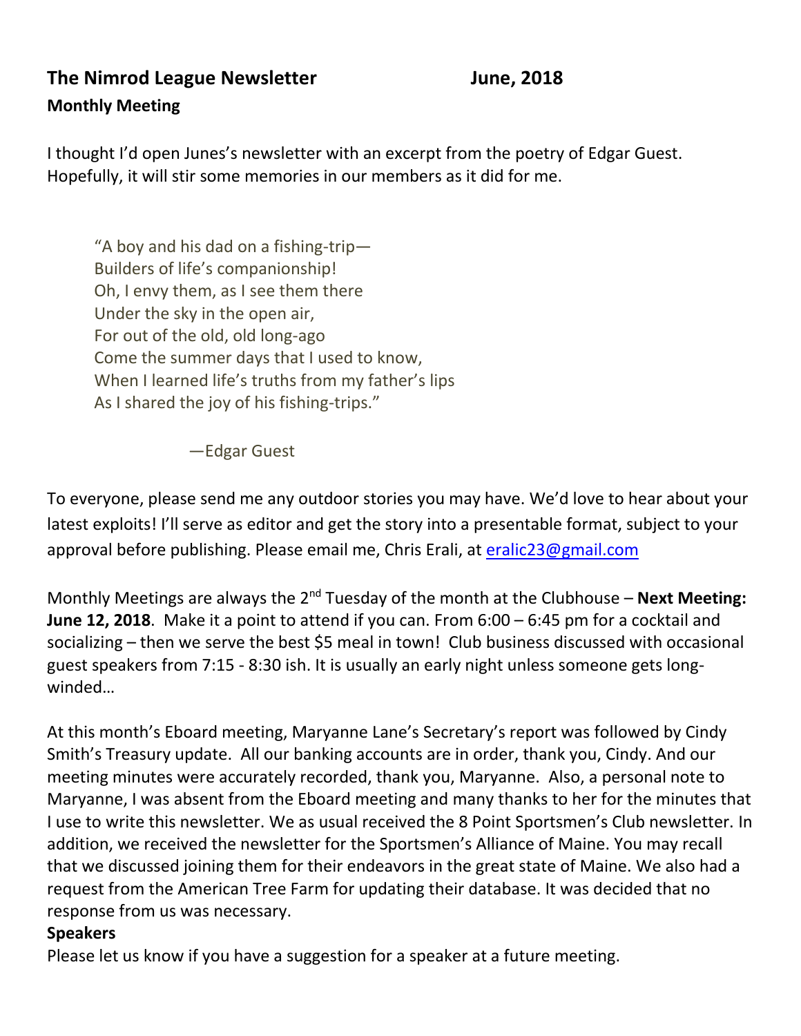# The Nimrod League Newsletter June, 2018

## Monthly Meeting

I thought I'd open Junes's newsletter with an excerpt from the poetry of Edgar Guest. Hopefully, it will stir some memories in our members as it did for me.

> "A boy and his dad on a fishing-trip—
> Builders of life's companionship!
> Oh, I envy them, as I see them there
> Under the sky in the open air,
> For out of the old, old long-ago
> Come the summer days that I used to know,
> When I learned life's truths from my father's lips
> As I shared the joy of his fishing-trips."
>
> —Edgar Guest

To everyone, please send me any outdoor stories you may have. We'd love to hear about your latest exploits! I'll serve as editor and get the story into a presentable format, subject to your approval before publishing. Please email me, Chris Erali, at eralic23@gmail.com

Monthly Meetings are always the 2nd Tuesday of the month at the Clubhouse – **Next Meeting: June 12, 2018**. Make it a point to attend if you can. From 6:00 – 6:45 pm for a cocktail and socializing – then we serve the best $5 meal in town! Club business discussed with occasional guest speakers from 7:15 - 8:30 ish. It is usually an early night unless someone gets long-winded…

At this month's Eboard meeting, Maryanne Lane's Secretary's report was followed by Cindy Smith's Treasury update. All our banking accounts are in order, thank you, Cindy. And our meeting minutes were accurately recorded, thank you, Maryanne. Also, a personal note to Maryanne, I was absent from the Eboard meeting and many thanks to her for the minutes that I use to write this newsletter. We as usual received the 8 Point Sportsmen's Club newsletter. In addition, we received the newsletter for the Sportsmen's Alliance of Maine. You may recall that we discussed joining them for their endeavors in the great state of Maine. We also had a request from the American Tree Farm for updating their database. It was decided that no response from us was necessary.

**Speakers**

Please let us know if you have a suggestion for a speaker at a future meeting.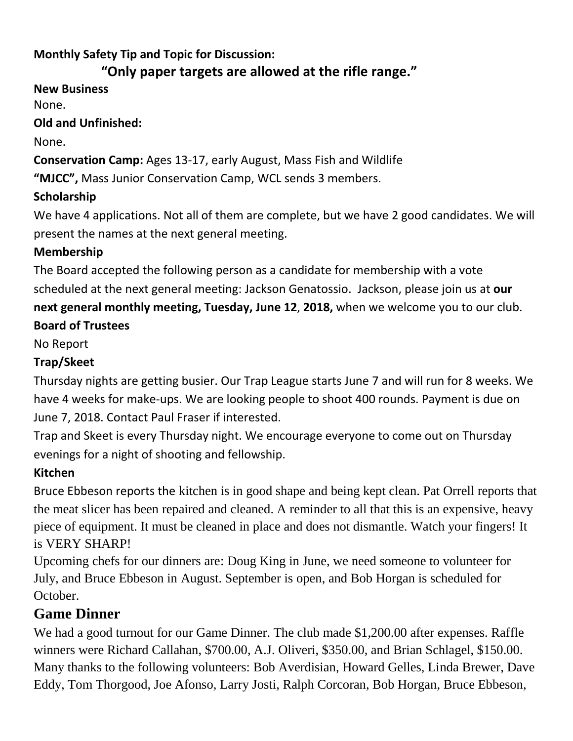**Monthly Safety Tip and Topic for Discussion:**

**"Only paper targets are allowed at the rifle range."**

**New Business**

None.

**Old and Unfinished:**

None.

**Conservation Camp:** Ages 13-17, early August, Mass Fish and Wildlife

**"MJCC",** Mass Junior Conservation Camp, WCL sends 3 members.

**Scholarship**

We have 4 applications. Not all of them are complete, but we have 2 good candidates. We will present the names at the next general meeting.

**Membership**

The Board accepted the following person as a candidate for membership with a vote scheduled at the next general meeting: Jackson Genatossio. Jackson, please join us at **our next general monthly meeting, Tuesday, June 12**, **2018,** when we welcome you to our club.

**Board of Trustees**

No Report

**Trap/Skeet**

Thursday nights are getting busier. Our Trap League starts June 7 and will run for 8 weeks. We have 4 weeks for make-ups. We are looking people to shoot 400 rounds. Payment is due on June 7, 2018. Contact Paul Fraser if interested.

Trap and Skeet is every Thursday night. We encourage everyone to come out on Thursday evenings for a night of shooting and fellowship.

**Kitchen**

Bruce Ebbeson reports the kitchen is in good shape and being kept clean. Pat Orrell reports that the meat slicer has been repaired and cleaned. A reminder to all that this is an expensive, heavy piece of equipment. It must be cleaned in place and does not dismantle. Watch your fingers! It is VERY SHARP!

Upcoming chefs for our dinners are: Doug King in June, we need someone to volunteer for July, and Bruce Ebbeson in August. September is open, and Bob Horgan is scheduled for October.

## Game Dinner

We had a good turnout for our Game Dinner. The club made $1,200.00 after expenses. Raffle winners were Richard Callahan, $700.00, A.J. Oliveri, $350.00, and Brian Schlagel, $150.00. Many thanks to the following volunteers: Bob Averdisian, Howard Gelles, Linda Brewer, Dave Eddy, Tom Thorgood, Joe Afonso, Larry Josti, Ralph Corcoran, Bob Horgan, Bruce Ebbeson,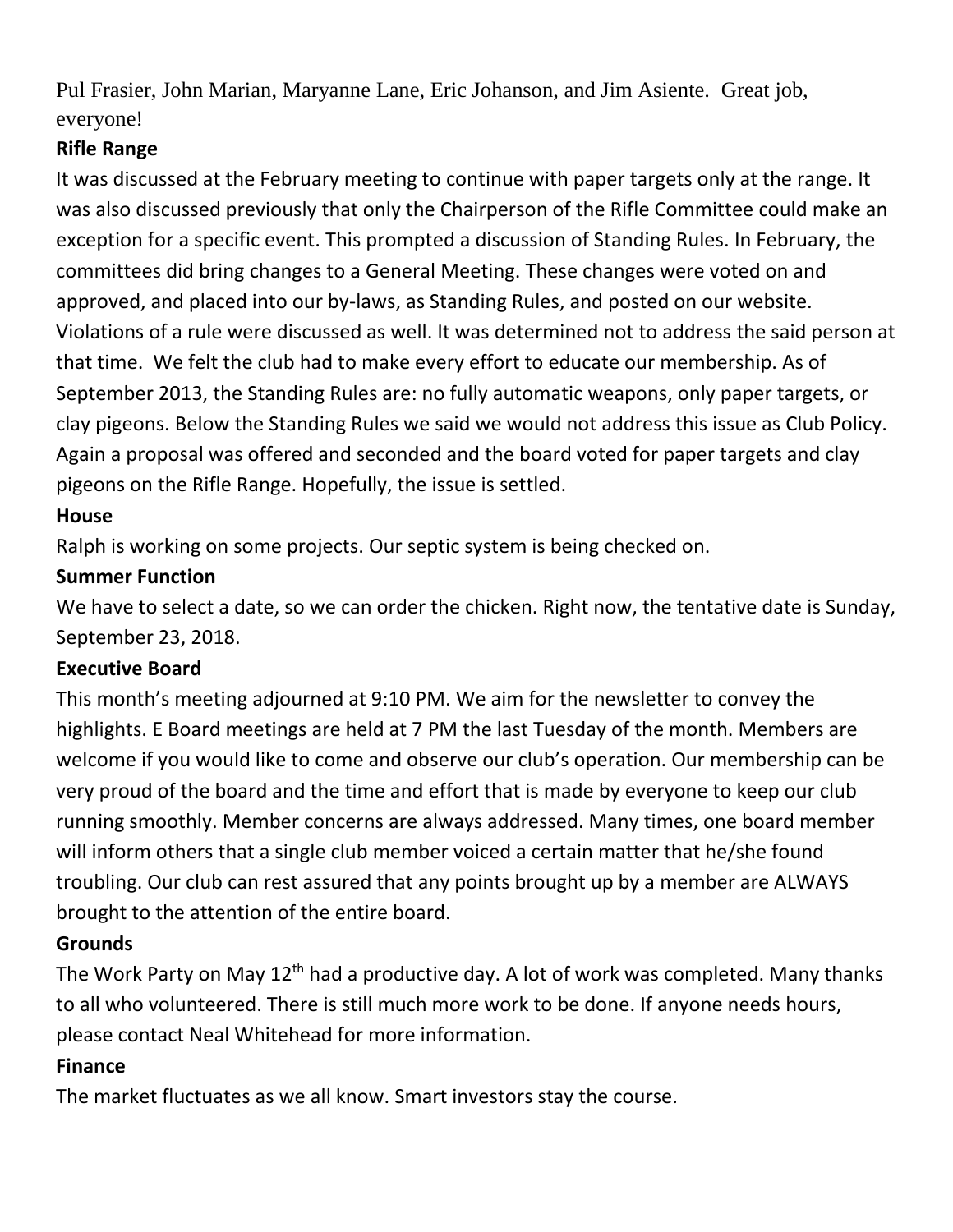Pul Frasier, John Marian, Maryanne Lane, Eric Johanson, and Jim Asiente. Great job, everyone!

**Rifle Range**

It was discussed at the February meeting to continue with paper targets only at the range. It was also discussed previously that only the Chairperson of the Rifle Committee could make an exception for a specific event. This prompted a discussion of Standing Rules. In February, the committees did bring changes to a General Meeting. These changes were voted on and approved, and placed into our by-laws, as Standing Rules, and posted on our website. Violations of a rule were discussed as well. It was determined not to address the said person at that time. We felt the club had to make every effort to educate our membership. As of September 2013, the Standing Rules are: no fully automatic weapons, only paper targets, or clay pigeons. Below the Standing Rules we said we would not address this issue as Club Policy. Again a proposal was offered and seconded and the board voted for paper targets and clay pigeons on the Rifle Range. Hopefully, the issue is settled.

**House**

Ralph is working on some projects. Our septic system is being checked on.

**Summer Function**

We have to select a date, so we can order the chicken. Right now, the tentative date is Sunday, September 23, 2018.

**Executive Board**

This month's meeting adjourned at 9:10 PM. We aim for the newsletter to convey the highlights. E Board meetings are held at 7 PM the last Tuesday of the month. Members are welcome if you would like to come and observe our club's operation. Our membership can be very proud of the board and the time and effort that is made by everyone to keep our club running smoothly. Member concerns are always addressed. Many times, one board member will inform others that a single club member voiced a certain matter that he/she found troubling. Our club can rest assured that any points brought up by a member are ALWAYS brought to the attention of the entire board.

**Grounds**

The Work Party on May 12th had a productive day. A lot of work was completed. Many thanks to all who volunteered. There is still much more work to be done. If anyone needs hours, please contact Neal Whitehead for more information.

**Finance**

The market fluctuates as we all know. Smart investors stay the course.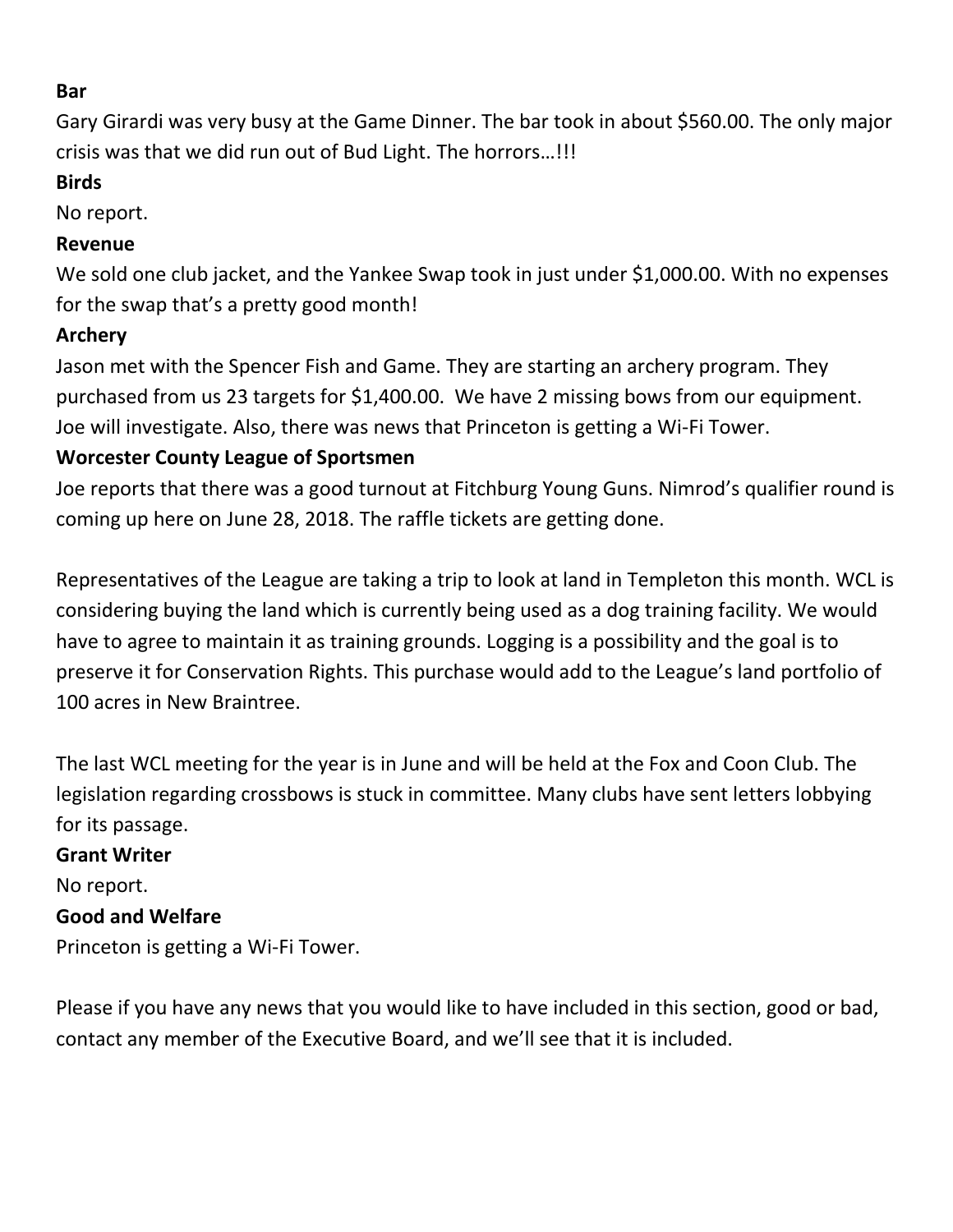**Bar**

Gary Girardi was very busy at the Game Dinner. The bar took in about $560.00. The only major crisis was that we did run out of Bud Light. The horrors…!!!

**Birds**

No report.

**Revenue**

We sold one club jacket, and the Yankee Swap took in just under $1,000.00. With no expenses for the swap that's a pretty good month!

**Archery**

Jason met with the Spencer Fish and Game. They are starting an archery program. They purchased from us 23 targets for $1,400.00. We have 2 missing bows from our equipment. Joe will investigate. Also, there was news that Princeton is getting a Wi-Fi Tower.

**Worcester County League of Sportsmen**

Joe reports that there was a good turnout at Fitchburg Young Guns. Nimrod's qualifier round is coming up here on June 28, 2018. The raffle tickets are getting done.

Representatives of the League are taking a trip to look at land in Templeton this month. WCL is considering buying the land which is currently being used as a dog training facility. We would have to agree to maintain it as training grounds. Logging is a possibility and the goal is to preserve it for Conservation Rights. This purchase would add to the League's land portfolio of 100 acres in New Braintree.

The last WCL meeting for the year is in June and will be held at the Fox and Coon Club. The legislation regarding crossbows is stuck in committee. Many clubs have sent letters lobbying for its passage.

**Grant Writer**

No report.

**Good and Welfare**

Princeton is getting a Wi-Fi Tower.

Please if you have any news that you would like to have included in this section, good or bad, contact any member of the Executive Board, and we'll see that it is included.